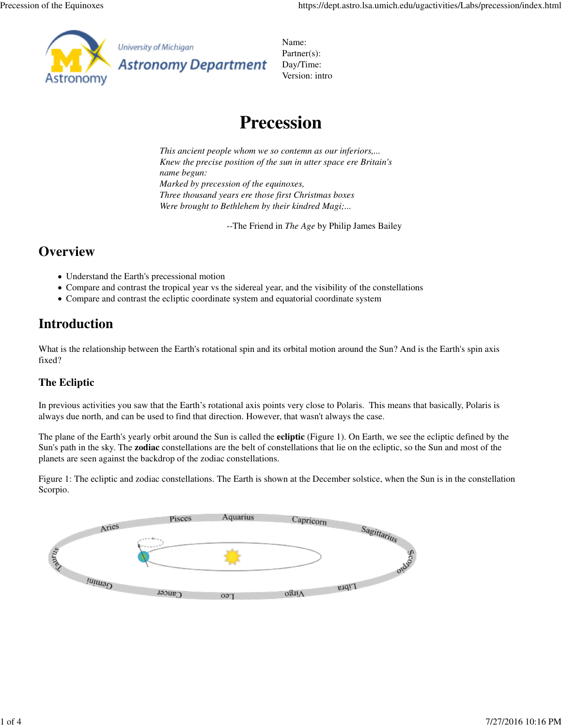Name:
Partner(s):
Day/Time:
Version: intro

# Precession

*This ancient people whom we so contemn as our inferiors,...*
*Knew the precise position of the sun in utter space ere Britain's name begun:*
*Marked by precession of the equinoxes,*
*Three thousand years ere those first Christmas boxes*
*Were brought to Bethlehem by their kindred Magi;...*

--The Friend in *The Age* by Philip James Bailey

## Overview

- Understand the Earth's precessional motion
- Compare and contrast the tropical year vs the sidereal year, and the visibility of the constellations
- Compare and contrast the ecliptic coordinate system and equatorial coordinate system

## Introduction

What is the relationship between the Earth's rotational spin and its orbital motion around the Sun? And is the Earth's spin axis fixed?

### The Ecliptic

In previous activities you saw that the Earth's rotational axis points very close to Polaris. This means that basically, Polaris is always due north, and can be used to find that direction. However, that wasn't always the case.

The plane of the Earth's yearly orbit around the Sun is called the **ecliptic** (Figure 1). On Earth, we see the ecliptic defined by the Sun's path in the sky. The **zodiac** constellations are the belt of constellations that lie on the ecliptic, so the Sun and most of the planets are seen against the backdrop of the zodiac constellations.

Figure 1: The ecliptic and zodiac constellations. The Earth is shown at the December solstice, when the Sun is in the constellation Scorpio.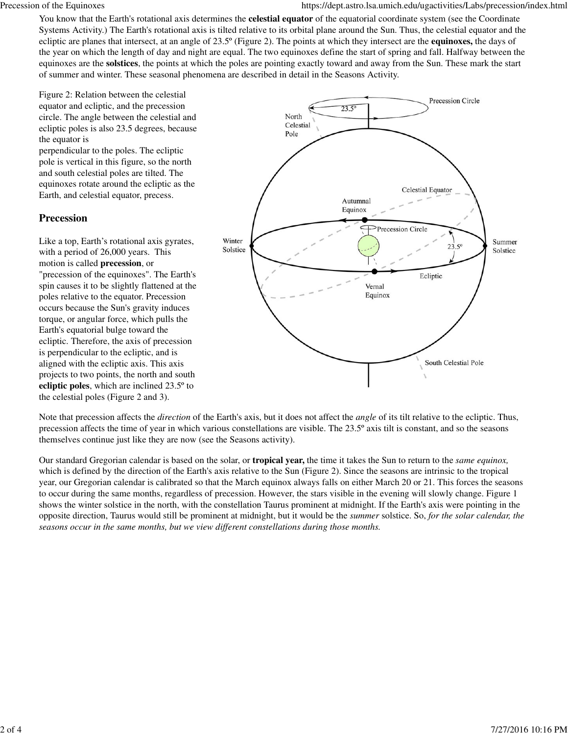You know that the Earth's rotational axis determines the **celestial equator** of the equatorial coordinate system (see the Coordinate Systems Activity.) The Earth's rotational axis is tilted relative to its orbital plane around the Sun. Thus, the celestial equator and the ecliptic are planes that intersect, at an angle of 23.5º (Figure 2). The points at which they intersect are the **equinoxes,** the days of the year on which the length of day and night are equal. The two equinoxes define the start of spring and fall. Halfway between the equinoxes are the **solstices**, the points at which the poles are pointing exactly toward and away from the Sun. These mark the start of summer and winter. These seasonal phenomena are described in detail in the Seasons Activity.

Figure 2: Relation between the celestial equator and ecliptic, and the precession circle. The angle between the celestial and ecliptic poles is also 23.5 degrees, because the equator is perpendicular to the poles. The ecliptic pole is vertical in this figure, so the north and south celestial poles are tilted. The equinoxes rotate around the ecliptic as the Earth, and celestial equator, precess.

## Precession

Like a top, Earth's rotational axis gyrates, with a period of 26,000 years. This motion is called **precession**, or "precession of the equinoxes". The Earth's spin causes it to be slightly flattened at the poles relative to the equator. Precession occurs because the Sun's gravity induces torque, or angular force, which pulls the Earth's equatorial bulge toward the ecliptic. Therefore, the axis of precession is perpendicular to the ecliptic, and is aligned with the ecliptic axis. This axis projects to two points, the north and south **ecliptic poles**, which are inclined 23.5º to the celestial poles (Figure 2 and 3).

Note that precession affects the *direction* of the Earth's axis, but it does not affect the *angle* of its tilt relative to the ecliptic. Thus, precession affects the time of year in which various constellations are visible. The 23.5º axis tilt is constant, and so the seasons themselves continue just like they are now (see the Seasons activity).

Our standard Gregorian calendar is based on the solar, or **tropical year,** the time it takes the Sun to return to the *same equinox,* which is defined by the direction of the Earth's axis relative to the Sun (Figure 2). Since the seasons are intrinsic to the tropical year, our Gregorian calendar is calibrated so that the March equinox always falls on either March 20 or 21. This forces the seasons to occur during the same months, regardless of precession. However, the stars visible in the evening will slowly change. Figure 1 shows the winter solstice in the north, with the constellation Taurus prominent at midnight. If the Earth's axis were pointing in the opposite direction, Taurus would still be prominent at midnight, but it would be the *summer* solstice. So, *for the solar calendar, the seasons occur in the same months, but we view different constellations during those months.*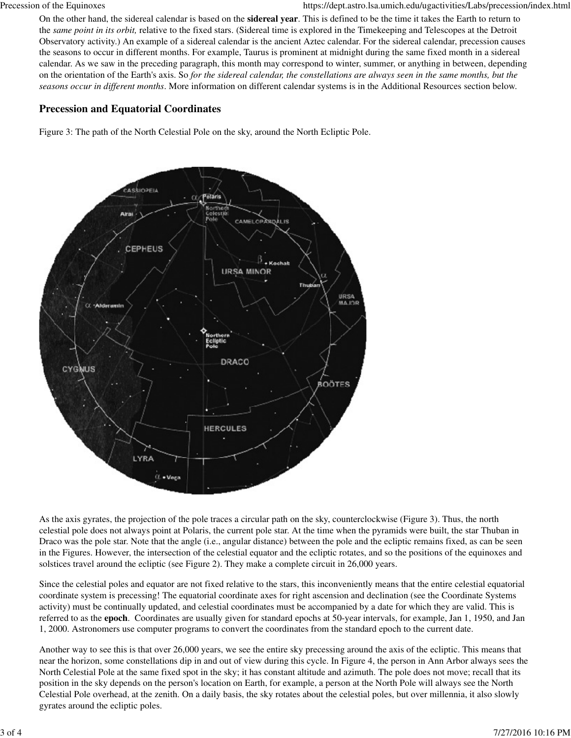On the other hand, the sidereal calendar is based on the **sidereal year**. This is defined to be the time it takes the Earth to return to the *same point in its orbit,* relative to the fixed stars. (Sidereal time is explored in the Timekeeping and Telescopes at the Detroit Observatory activity.) An example of a sidereal calendar is the ancient Aztec calendar. For the sidereal calendar, precession causes the seasons to occur in different months. For example, Taurus is prominent at midnight during the same fixed month in a sidereal calendar. As we saw in the preceding paragraph, this month may correspond to winter, summer, or anything in between, depending on the orientation of the Earth's axis. So *for the sidereal calendar, the constellations are always seen in the same months, but the seasons occur in different months*. More information on different calendar systems is in the Additional Resources section below.

## Precession and Equatorial Coordinates

Figure 3: The path of the North Celestial Pole on the sky, around the North Ecliptic Pole.

As the axis gyrates, the projection of the pole traces a circular path on the sky, counterclockwise (Figure 3). Thus, the north celestial pole does not always point at Polaris, the current pole star. At the time when the pyramids were built, the star Thuban in Draco was the pole star. Note that the angle (i.e., angular distance) between the pole and the ecliptic remains fixed, as can be seen in the Figures. However, the intersection of the celestial equator and the ecliptic rotates, and so the positions of the equinoxes and solstices travel around the ecliptic (see Figure 2). They make a complete circuit in 26,000 years.

Since the celestial poles and equator are not fixed relative to the stars, this inconveniently means that the entire celestial equatorial coordinate system is precessing! The equatorial coordinate axes for right ascension and declination (see the Coordinate Systems activity) must be continually updated, and celestial coordinates must be accompanied by a date for which they are valid. This is referred to as the **epoch**. Coordinates are usually given for standard epochs at 50-year intervals, for example, Jan 1, 1950, and Jan 1, 2000. Astronomers use computer programs to convert the coordinates from the standard epoch to the current date.

Another way to see this is that over 26,000 years, we see the entire sky precessing around the axis of the ecliptic. This means that near the horizon, some constellations dip in and out of view during this cycle. In Figure 4, the person in Ann Arbor always sees the North Celestial Pole at the same fixed spot in the sky; it has constant altitude and azimuth. The pole does not move; recall that its position in the sky depends on the person's location on Earth, for example, a person at the North Pole will always see the North Celestial Pole overhead, at the zenith. On a daily basis, the sky rotates about the celestial poles, but over millennia, it also slowly gyrates around the ecliptic poles.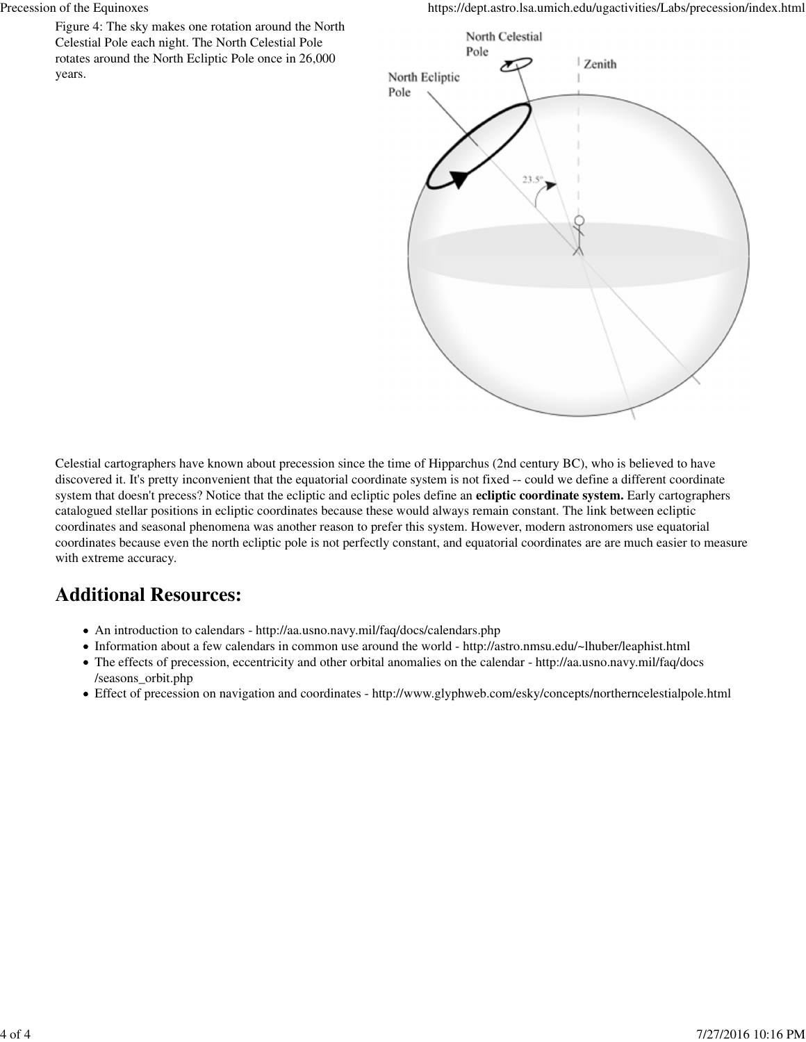Figure 4: The sky makes one rotation around the North Celestial Pole each night. The North Celestial Pole rotates around the North Ecliptic Pole once in 26,000 years.

North Celestial Pole

Zenith

North Ecliptic Pole

23.5°

Celestial cartographers have known about precession since the time of Hipparchus (2nd century BC), who is believed to have discovered it. It's pretty inconvenient that the equatorial coordinate system is not fixed -- could we define a different coordinate system that doesn't precess? Notice that the ecliptic and ecliptic poles define an **ecliptic coordinate system.** Early cartographers catalogued stellar positions in ecliptic coordinates because these would always remain constant. The link between ecliptic coordinates and seasonal phenomena was another reason to prefer this system. However, modern astronomers use equatorial coordinates because even the north ecliptic pole is not perfectly constant, and equatorial coordinates are are much easier to measure with extreme accuracy.

## Additional Resources:

- An introduction to calendars - http://aa.usno.navy.mil/faq/docs/calendars.php
- Information about a few calendars in common use around the world - http://astro.nmsu.edu/~lhuber/leaphist.html
- The effects of precession, eccentricity and other orbital anomalies on the calendar - http://aa.usno.navy.mil/faq/docs/seasons_orbit.php
- Effect of precession on navigation and coordinates - http://www.glyphweb.com/esky/concepts/northerncelestialpole.html